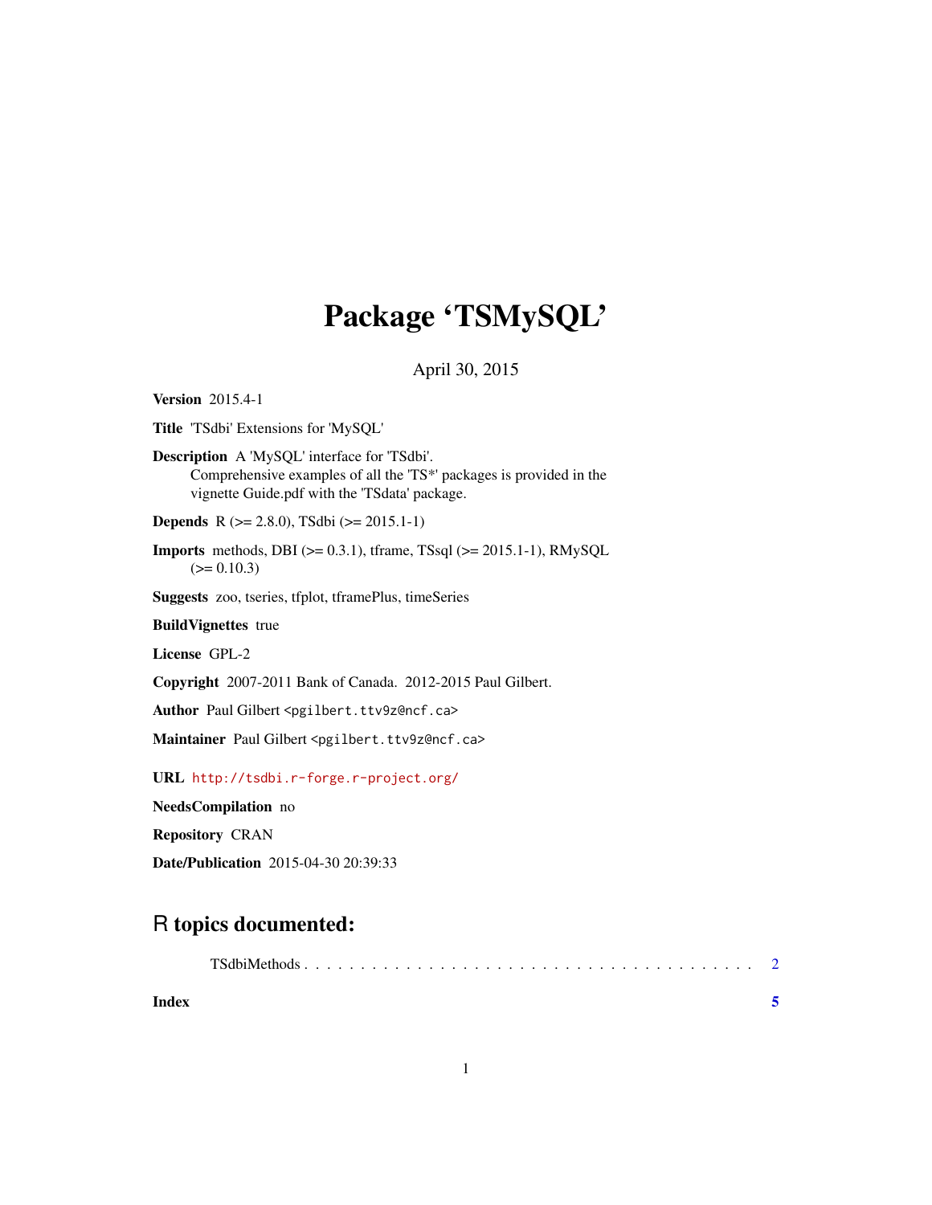# Package 'TSMySQL'

April 30, 2015

**Version** 2015.4-1

**Title** 'TSdbi' Extensions for 'MySQL'

**Description** A 'MySQL' interface for 'TSdbi'.
Comprehensive examples of all the 'TS*' packages is provided in the vignette Guide.pdf with the 'TSdata' package.

**Depends** R (>= 2.8.0), TSdbi (>= 2015.1-1)

**Imports** methods, DBI (>= 0.3.1), tframe, TSsql (>= 2015.1-1), RMySQL (>= 0.10.3)

**Suggests** zoo, tseries, tfplot, tframePlus, timeSeries

**BuildVignettes** true

**License** GPL-2

**Copyright** 2007-2011 Bank of Canada. 2012-2015 Paul Gilbert.

**Author** Paul Gilbert <pgilbert.ttv9z@ncf.ca>

**Maintainer** Paul Gilbert <pgilbert.ttv9z@ncf.ca>

**URL** http://tsdbi.r-forge.r-project.org/

**NeedsCompilation** no

**Repository** CRAN

**Date/Publication** 2015-04-30 20:39:33

## R topics documented:

TSdbiMethods . . . . . . . . . . . . . . . . . . . . . . . . . . . . . . . . . . . . . . . . 2

**Index** **5**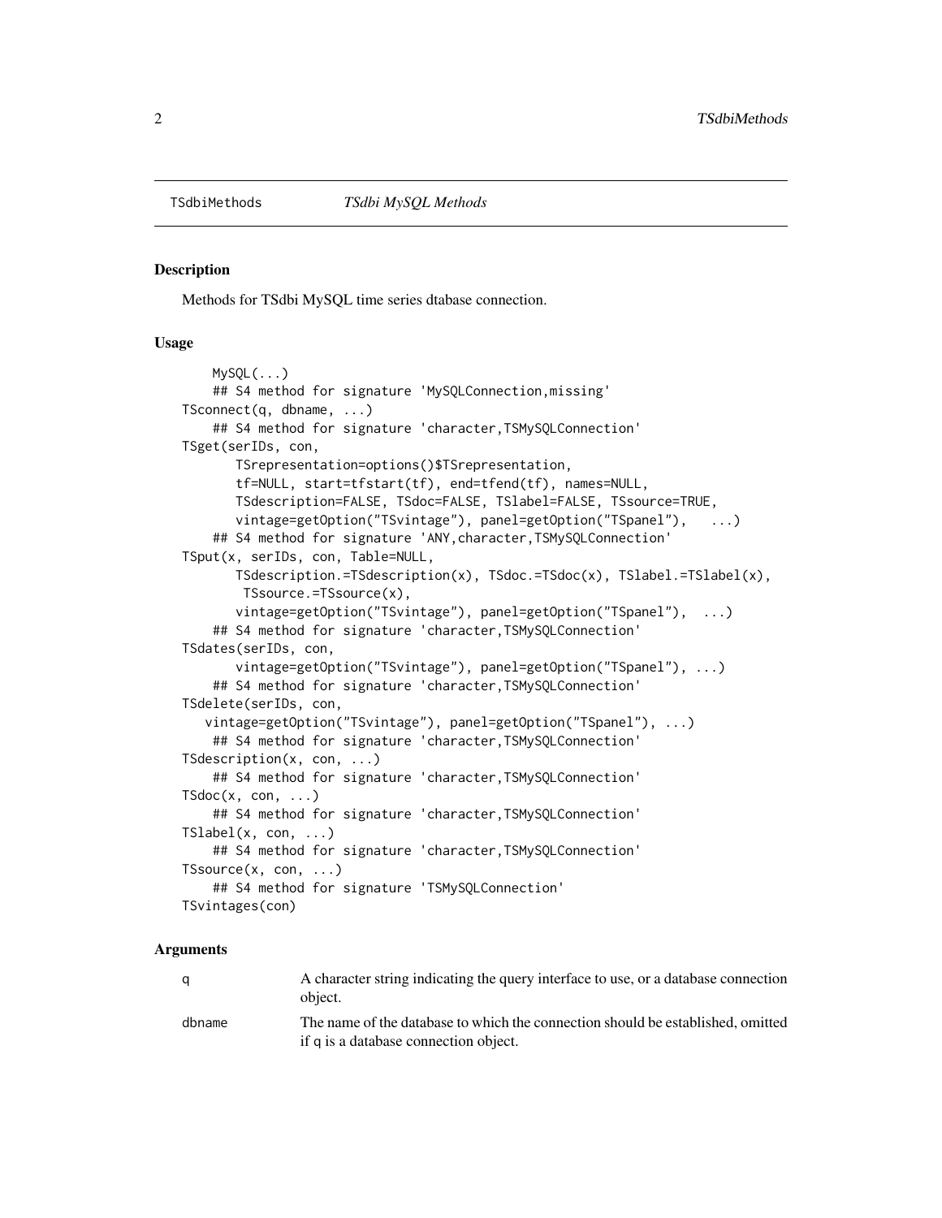TSdbiMethods *TSdbi MySQL Methods*

## Description

Methods for TSdbi MySQL time series dtabase connection.

## Usage

```
    MySQL(...)
    ## S4 method for signature 'MySQLConnection,missing'
TSconnect(q, dbname, ...)
    ## S4 method for signature 'character,TSMySQLConnection'
TSget(serIDs, con,
       TSrepresentation=options()$TSrepresentation,
       tf=NULL, start=tfstart(tf), end=tfend(tf), names=NULL,
       TSdescription=FALSE, TSdoc=FALSE, TSlabel=FALSE, TSsource=TRUE,
       vintage=getOption("TSvintage"), panel=getOption("TSpanel"),   ...)
    ## S4 method for signature 'ANY,character,TSMySQLConnection'
TSput(x, serIDs, con, Table=NULL,
       TSdescription.=TSdescription(x), TSdoc.=TSdoc(x), TSlabel.=TSlabel(x),
        TSsource.=TSsource(x),
       vintage=getOption("TSvintage"), panel=getOption("TSpanel"),  ...)
    ## S4 method for signature 'character,TSMySQLConnection'
TSdates(serIDs, con,
       vintage=getOption("TSvintage"), panel=getOption("TSpanel"), ...)
    ## S4 method for signature 'character,TSMySQLConnection'
TSdelete(serIDs, con,
   vintage=getOption("TSvintage"), panel=getOption("TSpanel"), ...)
    ## S4 method for signature 'character,TSMySQLConnection'
TSdescription(x, con, ...)
    ## S4 method for signature 'character,TSMySQLConnection'
TSdoc(x, con, ...)
    ## S4 method for signature 'character,TSMySQLConnection'
TSlabel(x, con, ...)
    ## S4 method for signature 'character,TSMySQLConnection'
TSsource(x, con, ...)
    ## S4 method for signature 'TSMySQLConnection'
TSvintages(con)
```

## Arguments

| | |
|---|---|
| q | A character string indicating the query interface to use, or a database connection object. |
| dbname | The name of the database to which the connection should be established, omitted if q is a database connection object. |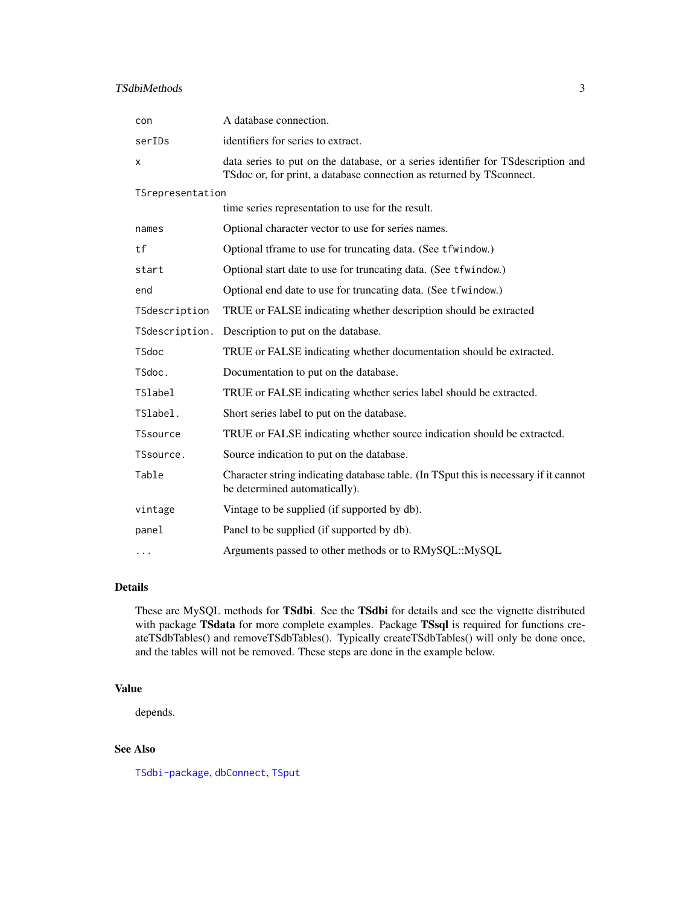| | |
|---|---|
| `con` | A database connection. |
| `serIDs` | identifiers for series to extract. |
| `x` | data series to put on the database, or a series identifier for TSdescription and TSdoc or, for print, a database connection as returned by TSconnect. |
| `TSrepresentation` | time series representation to use for the result. |
| `names` | Optional character vector to use for series names. |
| `tf` | Optional tframe to use for truncating data. (See `tfwindow`.) |
| `start` | Optional start date to use for truncating data. (See `tfwindow`.) |
| `end` | Optional end date to use for truncating data. (See `tfwindow`.) |
| `TSdescription` | TRUE or FALSE indicating whether description should be extracted |
| `TSdescription.` | Description to put on the database. |
| `TSdoc` | TRUE or FALSE indicating whether documentation should be extracted. |
| `TSdoc.` | Documentation to put on the database. |
| `TSlabel` | TRUE or FALSE indicating whether series label should be extracted. |
| `TSlabel.` | Short series label to put on the database. |
| `TSsource` | TRUE or FALSE indicating whether source indication should be extracted. |
| `TSsource.` | Source indication to put on the database. |
| `Table` | Character string indicating database table. (In TSput this is necessary if it cannot be determined automatically). |
| `vintage` | Vintage to be supplied (if supported by db). |
| `panel` | Panel to be supplied (if supported by db). |
| `...` | Arguments passed to other methods or to RMySQL::MySQL |

## Details

These are MySQL methods for **TSdbi**. See the **TSdbi** for details and see the vignette distributed with package **TSdata** for more complete examples. Package **TSsql** is required for functions createTSdbTables() and removeTSdbTables(). Typically createTSdbTables() will only be done once, and the tables will not be removed. These steps are done in the example below.

## Value

depends.

## See Also

`TSdbi-package`, `dbConnect`, `TSput`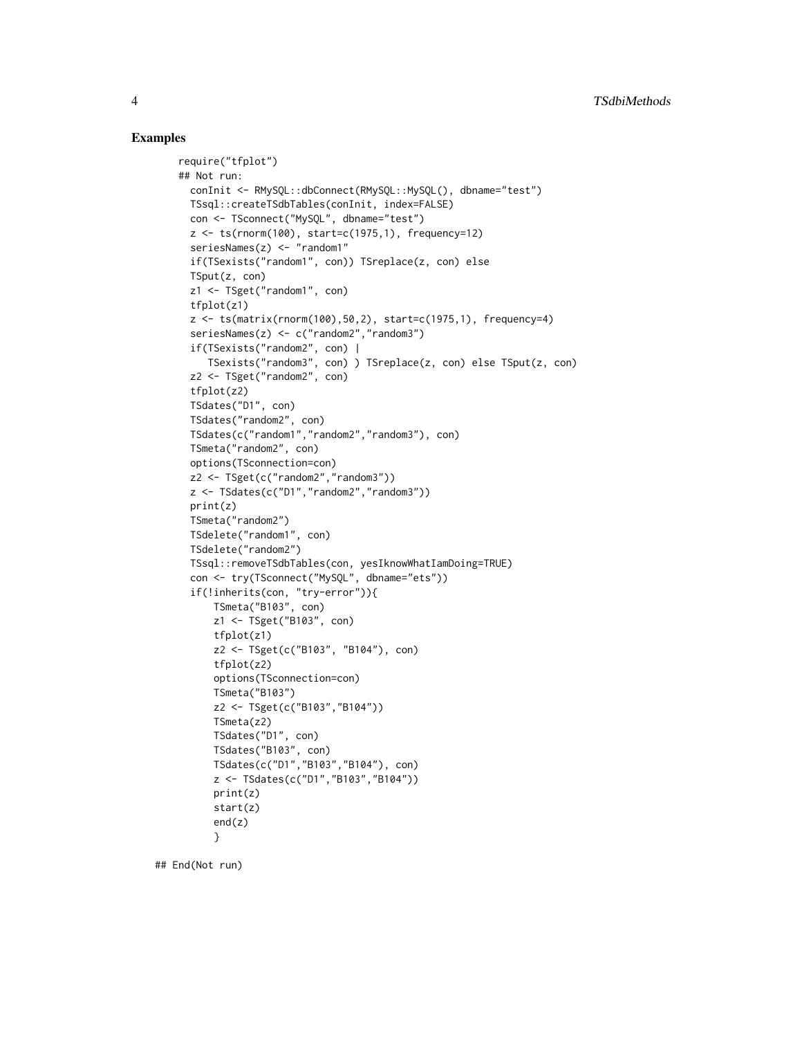## Examples

```
require("tfplot")
## Not run:
  conInit <- RMySQL::dbConnect(RMySQL::MySQL(), dbname="test")
  TSsql::createTSdbTables(conInit, index=FALSE)
  con <- TSconnect("MySQL", dbname="test")
  z <- ts(rnorm(100), start=c(1975,1), frequency=12)
  seriesNames(z) <- "random1"
  if(TSexists("random1", con)) TSreplace(z, con) else
  TSput(z, con)
  z1 <- TSget("random1", con)
  tfplot(z1)
  z <- ts(matrix(rnorm(100),50,2), start=c(1975,1), frequency=4)
  seriesNames(z) <- c("random2","random3")
  if(TSexists("random2", con) |
     TSexists("random3", con) ) TSreplace(z, con) else TSput(z, con)
  z2 <- TSget("random2", con)
  tfplot(z2)
  TSdates("D1", con)
  TSdates("random2", con)
  TSdates(c("random1","random2","random3"), con)
  TSmeta("random2", con)
  options(TSconnection=con)
  z2 <- TSget(c("random2","random3"))
  z <- TSdates(c("D1","random2","random3"))
  print(z)
  TSmeta("random2")
  TSdelete("random1", con)
  TSdelete("random2")
  TSsql::removeTSdbTables(con, yesIknowWhatIamDoing=TRUE)
  con <- try(TSconnect("MySQL", dbname="ets"))
  if(!inherits(con, "try-error")){
      TSmeta("B103", con)
      z1 <- TSget("B103", con)
      tfplot(z1)
      z2 <- TSget(c("B103", "B104"), con)
      tfplot(z2)
      options(TSconnection=con)
      TSmeta("B103")
      z2 <- TSget(c("B103","B104"))
      TSmeta(z2)
      TSdates("D1", con)
      TSdates("B103", con)
      TSdates(c("D1","B103","B104"), con)
      z <- TSdates(c("D1","B103","B104"))
      print(z)
      start(z)
      end(z)
      }

## End(Not run)
```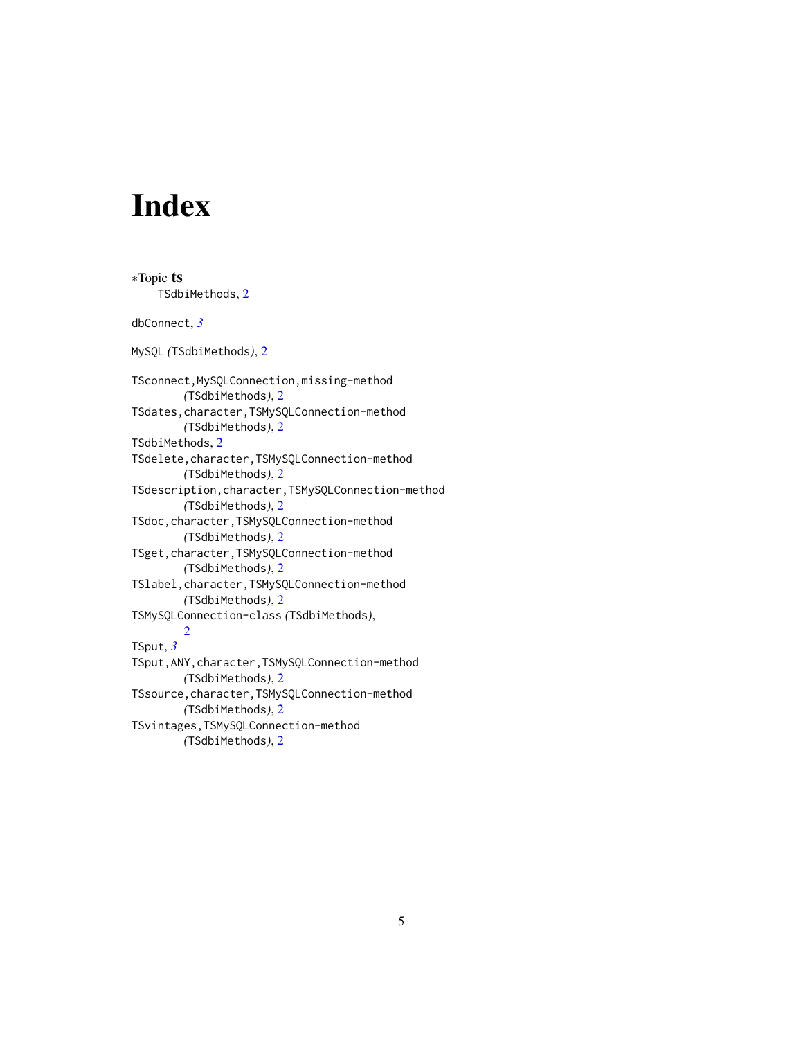# Index

*Topic **ts**
    TSdbiMethods, 2

dbConnect, *3*

MySQL *(*TSdbiMethods*)*, 2

TSconnect,MySQLConnection,missing-method *(*TSdbiMethods*)*, 2
TSdates,character,TSMySQLConnection-method *(*TSdbiMethods*)*, 2
TSdbiMethods, 2
TSdelete,character,TSMySQLConnection-method *(*TSdbiMethods*)*, 2
TSdescription,character,TSMySQLConnection-method *(*TSdbiMethods*)*, 2
TSdoc,character,TSMySQLConnection-method *(*TSdbiMethods*)*, 2
TSget,character,TSMySQLConnection-method *(*TSdbiMethods*)*, 2
TSlabel,character,TSMySQLConnection-method *(*TSdbiMethods*)*, 2
TSMySQLConnection-class *(*TSdbiMethods*)*, 2
TSput, *3*
TSput,ANY,character,TSMySQLConnection-method *(*TSdbiMethods*)*, 2
TSsource,character,TSMySQLConnection-method *(*TSdbiMethods*)*, 2
TSvintages,TSMySQLConnection-method *(*TSdbiMethods*)*, 2